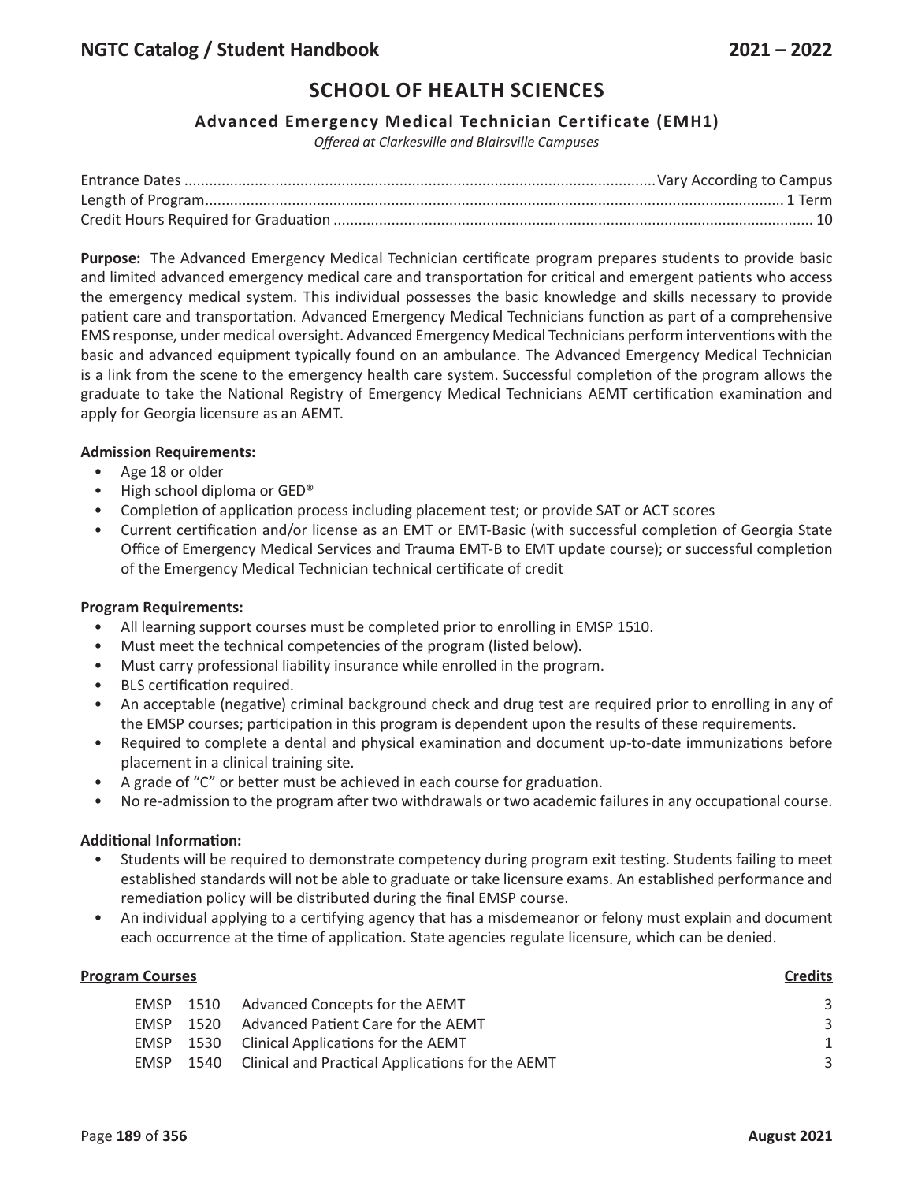# SCHOOL OF HEALTH SCIENCES

## Advanced Emergency Medical Technician Certificate (EMH1)

*Offered at Clarkesville and Blairsville Campuses*

Entrance Dates ................................................................. Vary According to Campus
Length of Program ................................................................. 1 Term
Credit Hours Required for Graduation ................................................................. 10

**Purpose:** The Advanced Emergency Medical Technician certificate program prepares students to provide basic and limited advanced emergency medical care and transportation for critical and emergent patients who access the emergency medical system. This individual possesses the basic knowledge and skills necessary to provide patient care and transportation. Advanced Emergency Medical Technicians function as part of a comprehensive EMS response, under medical oversight. Advanced Emergency Medical Technicians perform interventions with the basic and advanced equipment typically found on an ambulance. The Advanced Emergency Medical Technician is a link from the scene to the emergency health care system. Successful completion of the program allows the graduate to take the National Registry of Emergency Medical Technicians AEMT certification examination and apply for Georgia licensure as an AEMT.

**Admission Requirements:**

- Age 18 or older
- High school diploma or GED®
- Completion of application process including placement test; or provide SAT or ACT scores
- Current certification and/or license as an EMT or EMT-Basic (with successful completion of Georgia State Office of Emergency Medical Services and Trauma EMT-B to EMT update course); or successful completion of the Emergency Medical Technician technical certificate of credit

**Program Requirements:**

- All learning support courses must be completed prior to enrolling in EMSP 1510.
- Must meet the technical competencies of the program (listed below).
- Must carry professional liability insurance while enrolled in the program.
- BLS certification required.
- An acceptable (negative) criminal background check and drug test are required prior to enrolling in any of the EMSP courses; participation in this program is dependent upon the results of these requirements.
- Required to complete a dental and physical examination and document up-to-date immunizations before placement in a clinical training site.
- A grade of "C" or better must be achieved in each course for graduation.
- No re-admission to the program after two withdrawals or two academic failures in any occupational course.

**Additional Information:**

- Students will be required to demonstrate competency during program exit testing. Students failing to meet established standards will not be able to graduate or take licensure exams. An established performance and remediation policy will be distributed during the final EMSP course.
- An individual applying to a certifying agency that has a misdemeanor or felony must explain and document each occurrence at the time of application. State agencies regulate licensure, which can be denied.

| **Program Courses** | | | **Credits** |
|---|---|---|---|
| EMSP | 1510 | Advanced Concepts for the AEMT | 3 |
| EMSP | 1520 | Advanced Patient Care for the AEMT | 3 |
| EMSP | 1530 | Clinical Applications for the AEMT | 1 |
| EMSP | 1540 | Clinical and Practical Applications for the AEMT | 3 |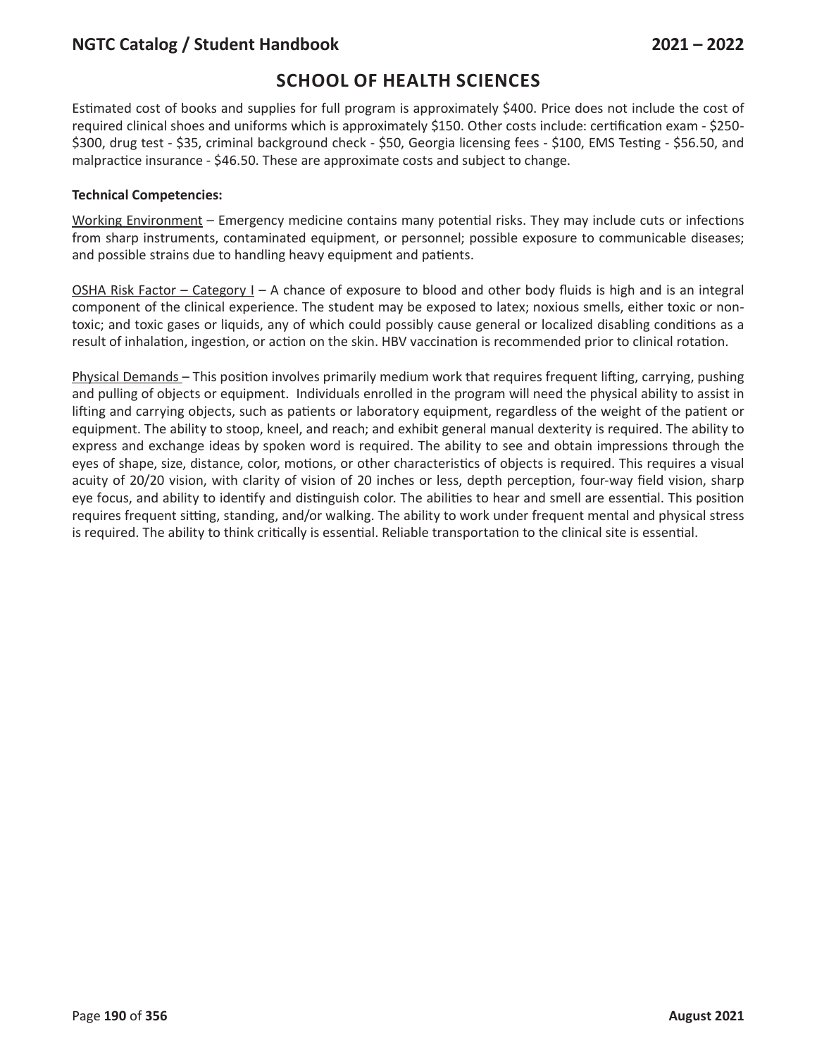## SCHOOL OF HEALTH SCIENCES

Estimated cost of books and supplies for full program is approximately $400. Price does not include the cost of required clinical shoes and uniforms which is approximately $150. Other costs include: certification exam - $250-$300, drug test - $35, criminal background check - $50, Georgia licensing fees - $100, EMS Testing - $56.50, and malpractice insurance - $46.50. These are approximate costs and subject to change.

**Technical Competencies:**

Working Environment – Emergency medicine contains many potential risks. They may include cuts or infections from sharp instruments, contaminated equipment, or personnel; possible exposure to communicable diseases; and possible strains due to handling heavy equipment and patients.

OSHA Risk Factor – Category I – A chance of exposure to blood and other body fluids is high and is an integral component of the clinical experience. The student may be exposed to latex; noxious smells, either toxic or non-toxic; and toxic gases or liquids, any of which could possibly cause general or localized disabling conditions as a result of inhalation, ingestion, or action on the skin. HBV vaccination is recommended prior to clinical rotation.

Physical Demands – This position involves primarily medium work that requires frequent lifting, carrying, pushing and pulling of objects or equipment. Individuals enrolled in the program will need the physical ability to assist in lifting and carrying objects, such as patients or laboratory equipment, regardless of the weight of the patient or equipment. The ability to stoop, kneel, and reach; and exhibit general manual dexterity is required. The ability to express and exchange ideas by spoken word is required. The ability to see and obtain impressions through the eyes of shape, size, distance, color, motions, or other characteristics of objects is required. This requires a visual acuity of 20/20 vision, with clarity of vision of 20 inches or less, depth perception, four-way field vision, sharp eye focus, and ability to identify and distinguish color. The abilities to hear and smell are essential. This position requires frequent sitting, standing, and/or walking. The ability to work under frequent mental and physical stress is required. The ability to think critically is essential. Reliable transportation to the clinical site is essential.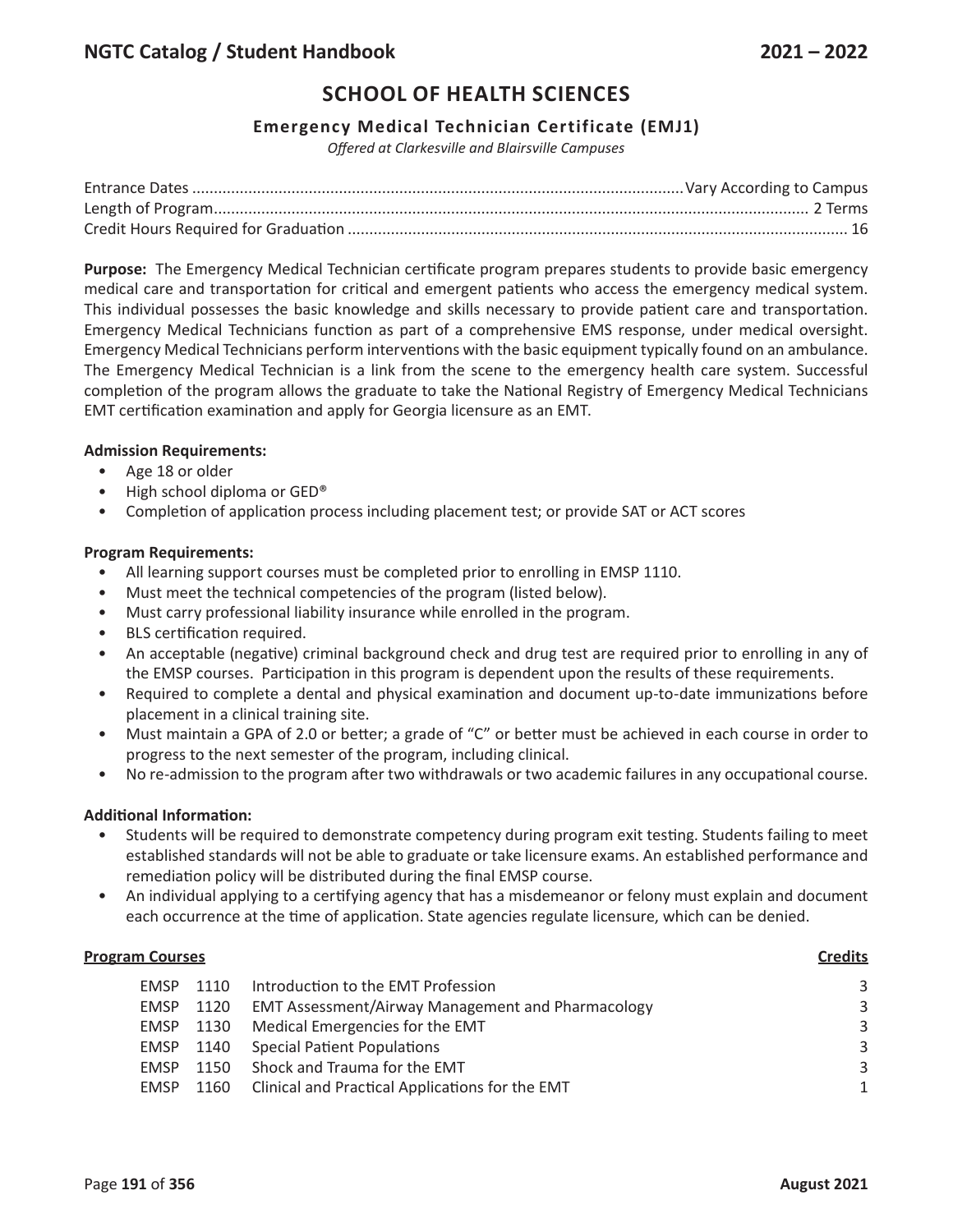# SCHOOL OF HEALTH SCIENCES

### Emergency Medical Technician Certificate (EMJ1)

*Offered at Clarkesville and Blairsville Campuses*

Entrance Dates .......... Vary According to Campus
Length of Program .......... 2 Terms
Credit Hours Required for Graduation .......... 16

**Purpose:** The Emergency Medical Technician certificate program prepares students to provide basic emergency medical care and transportation for critical and emergent patients who access the emergency medical system. This individual possesses the basic knowledge and skills necessary to provide patient care and transportation. Emergency Medical Technicians function as part of a comprehensive EMS response, under medical oversight. Emergency Medical Technicians perform interventions with the basic equipment typically found on an ambulance. The Emergency Medical Technician is a link from the scene to the emergency health care system. Successful completion of the program allows the graduate to take the National Registry of Emergency Medical Technicians EMT certification examination and apply for Georgia licensure as an EMT.

**Admission Requirements:**

- Age 18 or older
- High school diploma or GED®
- Completion of application process including placement test; or provide SAT or ACT scores

**Program Requirements:**

- All learning support courses must be completed prior to enrolling in EMSP 1110.
- Must meet the technical competencies of the program (listed below).
- Must carry professional liability insurance while enrolled in the program.
- BLS certification required.
- An acceptable (negative) criminal background check and drug test are required prior to enrolling in any of the EMSP courses. Participation in this program is dependent upon the results of these requirements.
- Required to complete a dental and physical examination and document up-to-date immunizations before placement in a clinical training site.
- Must maintain a GPA of 2.0 or better; a grade of "C" or better must be achieved in each course in order to progress to the next semester of the program, including clinical.
- No re-admission to the program after two withdrawals or two academic failures in any occupational course.

**Additional Information:**

- Students will be required to demonstrate competency during program exit testing. Students failing to meet established standards will not be able to graduate or take licensure exams. An established performance and remediation policy will be distributed during the final EMSP course.
- An individual applying to a certifying agency that has a misdemeanor or felony must explain and document each occurrence at the time of application. State agencies regulate licensure, which can be denied.

| **Program Courses** | | | **Credits** |
|---|---|---|---|
| EMSP | 1110 | Introduction to the EMT Profession | 3 |
| EMSP | 1120 | EMT Assessment/Airway Management and Pharmacology | 3 |
| EMSP | 1130 | Medical Emergencies for the EMT | 3 |
| EMSP | 1140 | Special Patient Populations | 3 |
| EMSP | 1150 | Shock and Trauma for the EMT | 3 |
| EMSP | 1160 | Clinical and Practical Applications for the EMT | 1 |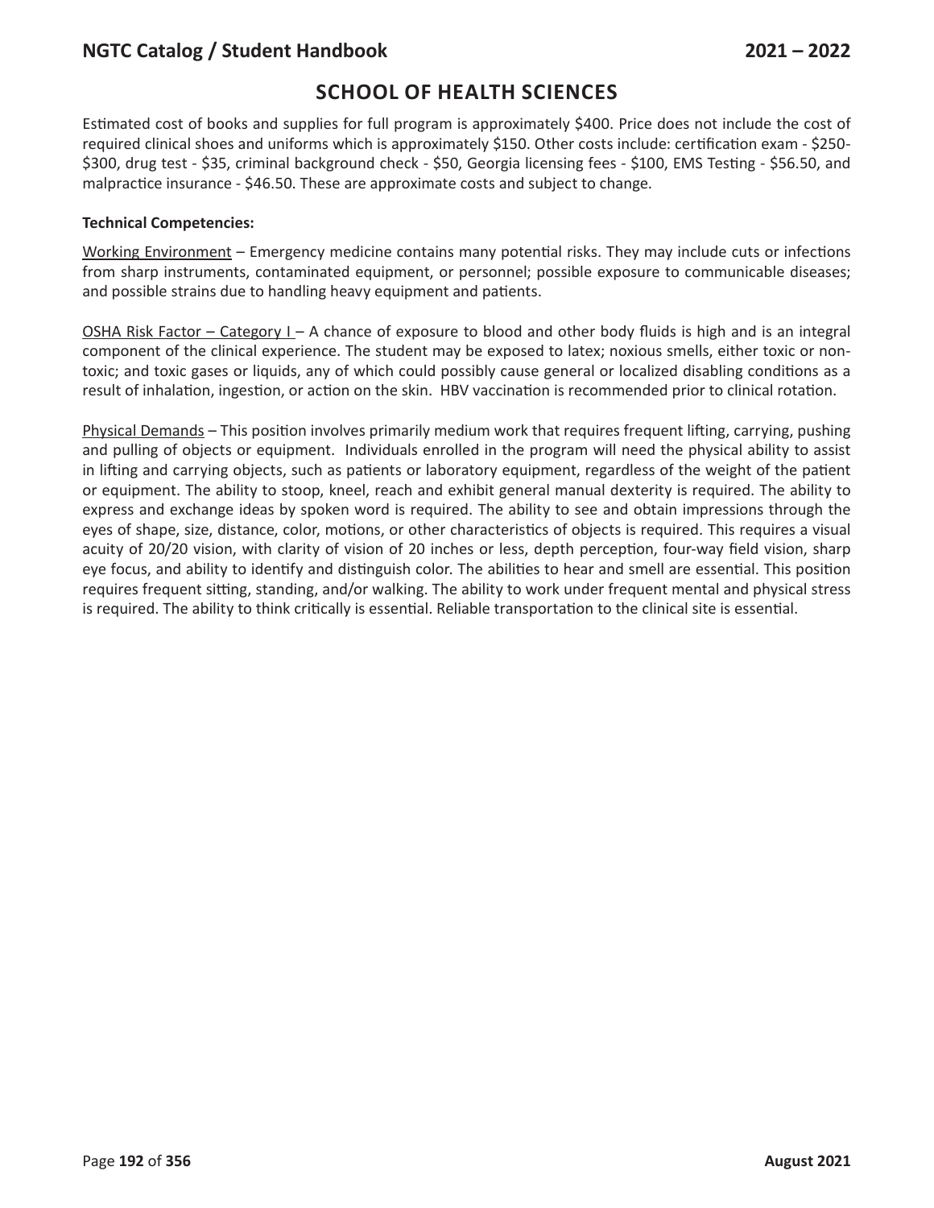## SCHOOL OF HEALTH SCIENCES

Estimated cost of books and supplies for full program is approximately $400. Price does not include the cost of required clinical shoes and uniforms which is approximately $150. Other costs include: certification exam - $250-$300, drug test - $35, criminal background check - $50, Georgia licensing fees - $100, EMS Testing - $56.50, and malpractice insurance - $46.50. These are approximate costs and subject to change.

**Technical Competencies:**

Working Environment – Emergency medicine contains many potential risks. They may include cuts or infections from sharp instruments, contaminated equipment, or personnel; possible exposure to communicable diseases; and possible strains due to handling heavy equipment and patients.

OSHA Risk Factor – Category I – A chance of exposure to blood and other body fluids is high and is an integral component of the clinical experience. The student may be exposed to latex; noxious smells, either toxic or non-toxic; and toxic gases or liquids, any of which could possibly cause general or localized disabling conditions as a result of inhalation, ingestion, or action on the skin. HBV vaccination is recommended prior to clinical rotation.

Physical Demands – This position involves primarily medium work that requires frequent lifting, carrying, pushing and pulling of objects or equipment. Individuals enrolled in the program will need the physical ability to assist in lifting and carrying objects, such as patients or laboratory equipment, regardless of the weight of the patient or equipment. The ability to stoop, kneel, reach and exhibit general manual dexterity is required. The ability to express and exchange ideas by spoken word is required. The ability to see and obtain impressions through the eyes of shape, size, distance, color, motions, or other characteristics of objects is required. This requires a visual acuity of 20/20 vision, with clarity of vision of 20 inches or less, depth perception, four-way field vision, sharp eye focus, and ability to identify and distinguish color. The abilities to hear and smell are essential. This position requires frequent sitting, standing, and/or walking. The ability to work under frequent mental and physical stress is required. The ability to think critically is essential. Reliable transportation to the clinical site is essential.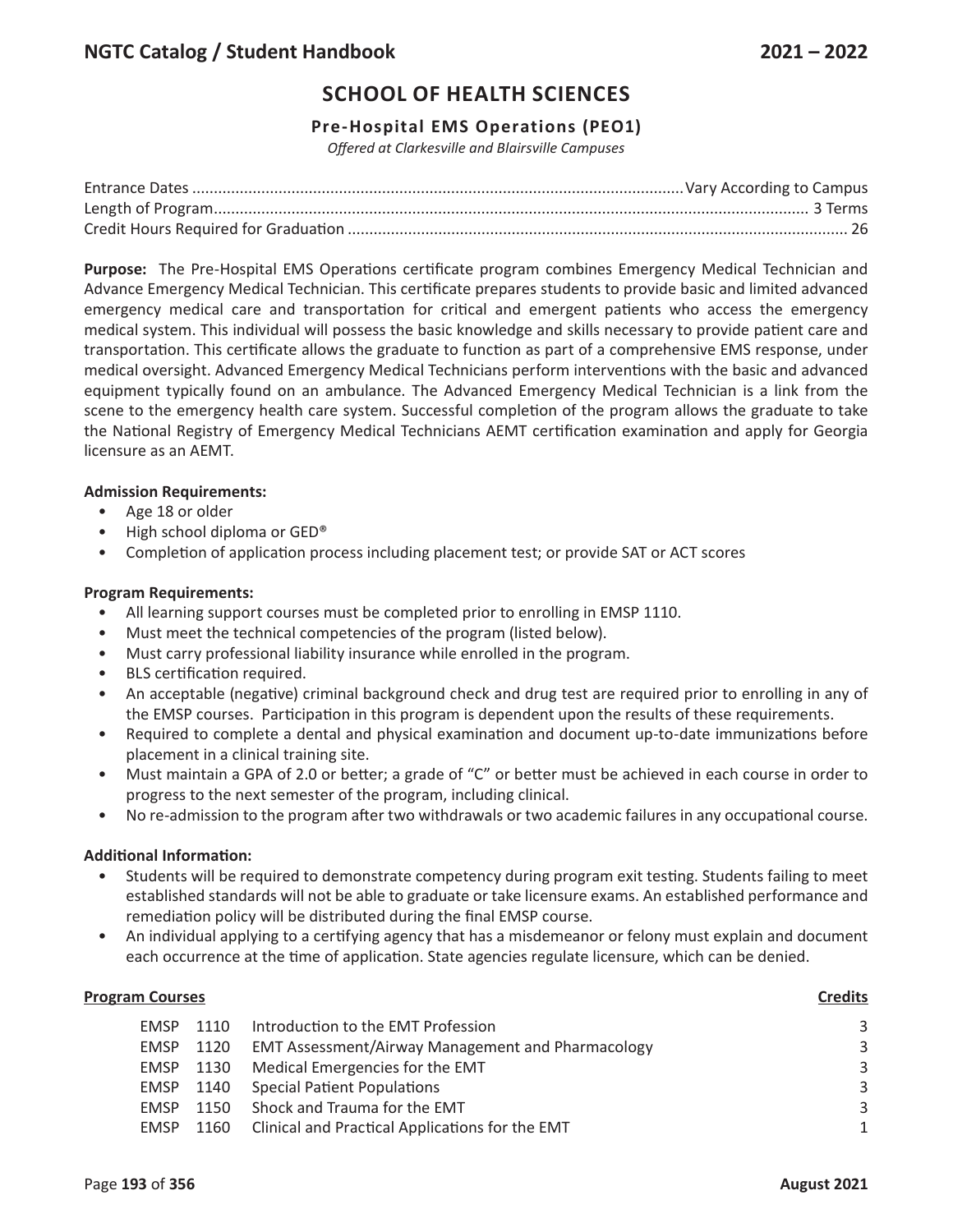# SCHOOL OF HEALTH SCIENCES

### Pre-Hospital EMS Operations (PEO1)

*Offered at Clarkesville and Blairsville Campuses*

Entrance Dates .......... Vary According to Campus
Length of Program .......... 3 Terms
Credit Hours Required for Graduation .......... 26

**Purpose:** The Pre-Hospital EMS Operations certificate program combines Emergency Medical Technician and Advance Emergency Medical Technician. This certificate prepares students to provide basic and limited advanced emergency medical care and transportation for critical and emergent patients who access the emergency medical system. This individual will possess the basic knowledge and skills necessary to provide patient care and transportation. This certificate allows the graduate to function as part of a comprehensive EMS response, under medical oversight. Advanced Emergency Medical Technicians perform interventions with the basic and advanced equipment typically found on an ambulance. The Advanced Emergency Medical Technician is a link from the scene to the emergency health care system. Successful completion of the program allows the graduate to take the National Registry of Emergency Medical Technicians AEMT certification examination and apply for Georgia licensure as an AEMT.

**Admission Requirements:**

- Age 18 or older
- High school diploma or GED®
- Completion of application process including placement test; or provide SAT or ACT scores

**Program Requirements:**

- All learning support courses must be completed prior to enrolling in EMSP 1110.
- Must meet the technical competencies of the program (listed below).
- Must carry professional liability insurance while enrolled in the program.
- BLS certification required.
- An acceptable (negative) criminal background check and drug test are required prior to enrolling in any of the EMSP courses. Participation in this program is dependent upon the results of these requirements.
- Required to complete a dental and physical examination and document up-to-date immunizations before placement in a clinical training site.
- Must maintain a GPA of 2.0 or better; a grade of "C" or better must be achieved in each course in order to progress to the next semester of the program, including clinical.
- No re-admission to the program after two withdrawals or two academic failures in any occupational course.

**Additional Information:**

- Students will be required to demonstrate competency during program exit testing. Students failing to meet established standards will not be able to graduate or take licensure exams. An established performance and remediation policy will be distributed during the final EMSP course.
- An individual applying to a certifying agency that has a misdemeanor or felony must explain and document each occurrence at the time of application. State agencies regulate licensure, which can be denied.

| Program Courses | | | Credits |
|---|---|---|---|
| EMSP | 1110 | Introduction to the EMT Profession | 3 |
| EMSP | 1120 | EMT Assessment/Airway Management and Pharmacology | 3 |
| EMSP | 1130 | Medical Emergencies for the EMT | 3 |
| EMSP | 1140 | Special Patient Populations | 3 |
| EMSP | 1150 | Shock and Trauma for the EMT | 3 |
| EMSP | 1160 | Clinical and Practical Applications for the EMT | 1 |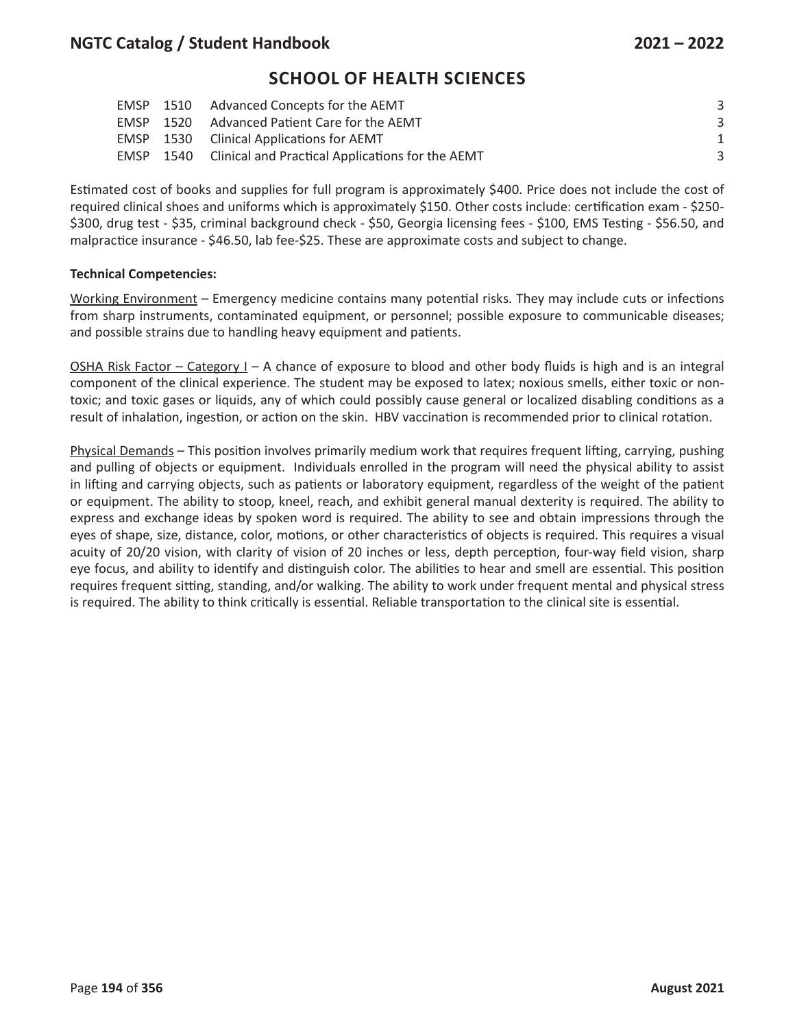## SCHOOL OF HEALTH SCIENCES

| | | | |
|---|---|---|---|
| EMSP | 1510 | Advanced Concepts for the AEMT | 3 |
| EMSP | 1520 | Advanced Patient Care for the AEMT | 3 |
| EMSP | 1530 | Clinical Applications for AEMT | 1 |
| EMSP | 1540 | Clinical and Practical Applications for the AEMT | 3 |

Estimated cost of books and supplies for full program is approximately $400. Price does not include the cost of required clinical shoes and uniforms which is approximately $150. Other costs include: certification exam - $250-$300, drug test - $35, criminal background check - $50, Georgia licensing fees - $100, EMS Testing - $56.50, and malpractice insurance - $46.50, lab fee-$25. These are approximate costs and subject to change.

**Technical Competencies:**

Working Environment – Emergency medicine contains many potential risks. They may include cuts or infections from sharp instruments, contaminated equipment, or personnel; possible exposure to communicable diseases; and possible strains due to handling heavy equipment and patients.

OSHA Risk Factor – Category I – A chance of exposure to blood and other body fluids is high and is an integral component of the clinical experience. The student may be exposed to latex; noxious smells, either toxic or non-toxic; and toxic gases or liquids, any of which could possibly cause general or localized disabling conditions as a result of inhalation, ingestion, or action on the skin. HBV vaccination is recommended prior to clinical rotation.

Physical Demands – This position involves primarily medium work that requires frequent lifting, carrying, pushing and pulling of objects or equipment. Individuals enrolled in the program will need the physical ability to assist in lifting and carrying objects, such as patients or laboratory equipment, regardless of the weight of the patient or equipment. The ability to stoop, kneel, reach, and exhibit general manual dexterity is required. The ability to express and exchange ideas by spoken word is required. The ability to see and obtain impressions through the eyes of shape, size, distance, color, motions, or other characteristics of objects is required. This requires a visual acuity of 20/20 vision, with clarity of vision of 20 inches or less, depth perception, four-way field vision, sharp eye focus, and ability to identify and distinguish color. The abilities to hear and smell are essential. This position requires frequent sitting, standing, and/or walking. The ability to work under frequent mental and physical stress is required. The ability to think critically is essential. Reliable transportation to the clinical site is essential.